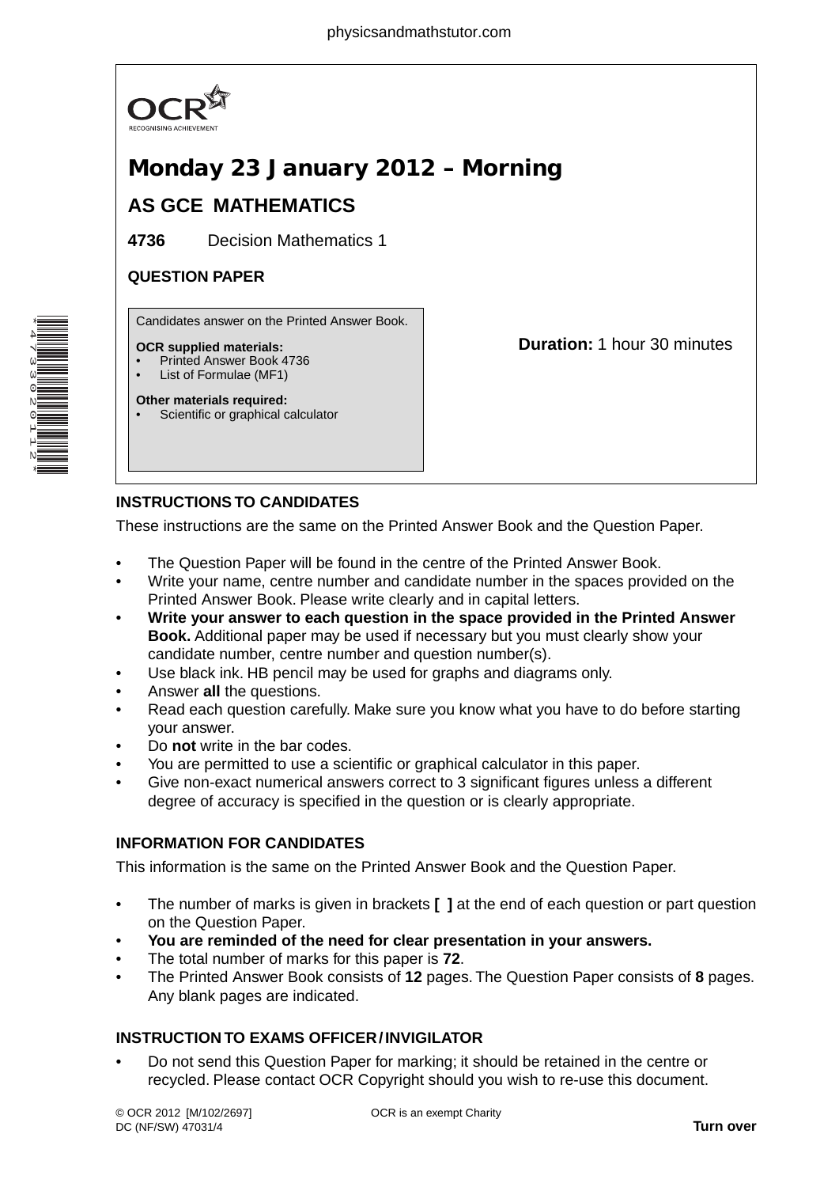OCR RECOGNISING ACHIEVEMENT

# Monday 23 January 2012 – Morning

## AS GCE MATHEMATICS

**4736** Decision Mathematics 1

**QUESTION PAPER**

Candidates answer on the Printed Answer Book.

**OCR supplied materials:**
- Printed Answer Book 4736
- List of Formulae (MF1)

**Other materials required:**
- Scientific or graphical calculator

**Duration:** 1 hour 30 minutes

### INSTRUCTIONS TO CANDIDATES

These instructions are the same on the Printed Answer Book and the Question Paper.

- The Question Paper will be found in the centre of the Printed Answer Book.
- Write your name, centre number and candidate number in the spaces provided on the Printed Answer Book. Please write clearly and in capital letters.
- **Write your answer to each question in the space provided in the Printed Answer Book.** Additional paper may be used if necessary but you must clearly show your candidate number, centre number and question number(s).
- Use black ink. HB pencil may be used for graphs and diagrams only.
- Answer **all** the questions.
- Read each question carefully. Make sure you know what you have to do before starting your answer.
- Do **not** write in the bar codes.
- You are permitted to use a scientific or graphical calculator in this paper.
- Give non-exact numerical answers correct to 3 significant figures unless a different degree of accuracy is specified in the question or is clearly appropriate.

### INFORMATION FOR CANDIDATES

This information is the same on the Printed Answer Book and the Question Paper.

- The number of marks is given in brackets **[ ]** at the end of each question or part question on the Question Paper.
- **You are reminded of the need for clear presentation in your answers.**
- The total number of marks for this paper is **72**.
- The Printed Answer Book consists of **12** pages. The Question Paper consists of **8** pages. Any blank pages are indicated.

### INSTRUCTION TO EXAMS OFFICER / INVIGILATOR

- Do not send this Question Paper for marking; it should be retained in the centre or recycled. Please contact OCR Copyright should you wish to re-use this document.

© OCR 2012 [M/102/2697] DC (NF/SW) 47031/4 OCR is an exempt Charity

**Turn over**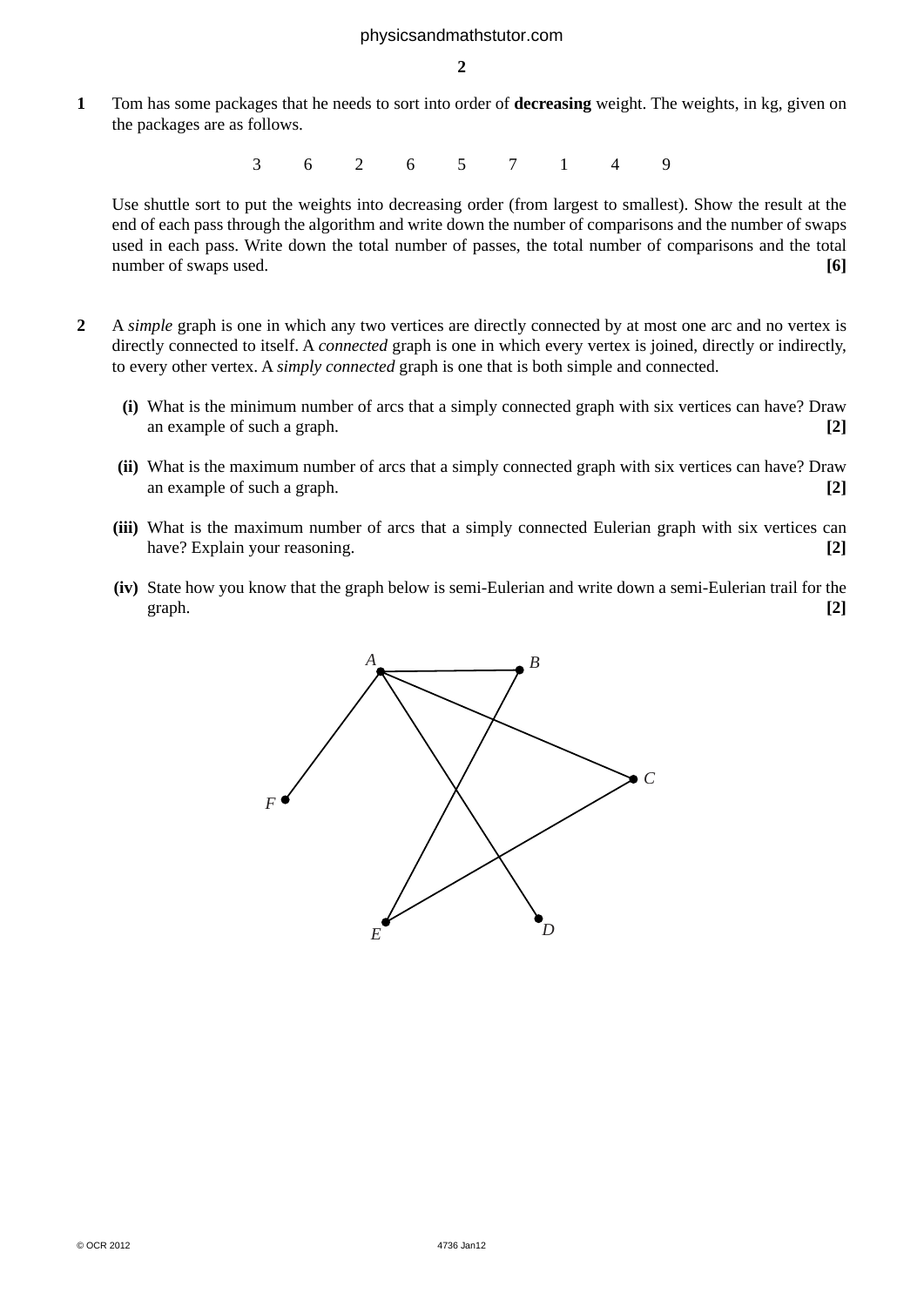**1** Tom has some packages that he needs to sort into order of **decreasing** weight. The weights, in kg, given on the packages are as follows.

3 6 2 6 5 7 1 4 9

Use shuttle sort to put the weights into decreasing order (from largest to smallest). Show the result at the end of each pass through the algorithm and write down the number of comparisons and the number of swaps used in each pass. Write down the total number of passes, the total number of comparisons and the total number of swaps used. **[6]**

**2** A *simple* graph is one in which any two vertices are directly connected by at most one arc and no vertex is directly connected to itself. A *connected* graph is one in which every vertex is joined, directly or indirectly, to every other vertex. A *simply connected* graph is one that is both simple and connected.

**(i)** What is the minimum number of arcs that a simply connected graph with six vertices can have? Draw an example of such a graph. **[2]**

**(ii)** What is the maximum number of arcs that a simply connected graph with six vertices can have? Draw an example of such a graph. **[2]**

**(iii)** What is the maximum number of arcs that a simply connected Eulerian graph with six vertices can have? Explain your reasoning. **[2]**

**(iv)** State how you know that the graph below is semi-Eulerian and write down a semi-Eulerian trail for the graph. **[2]**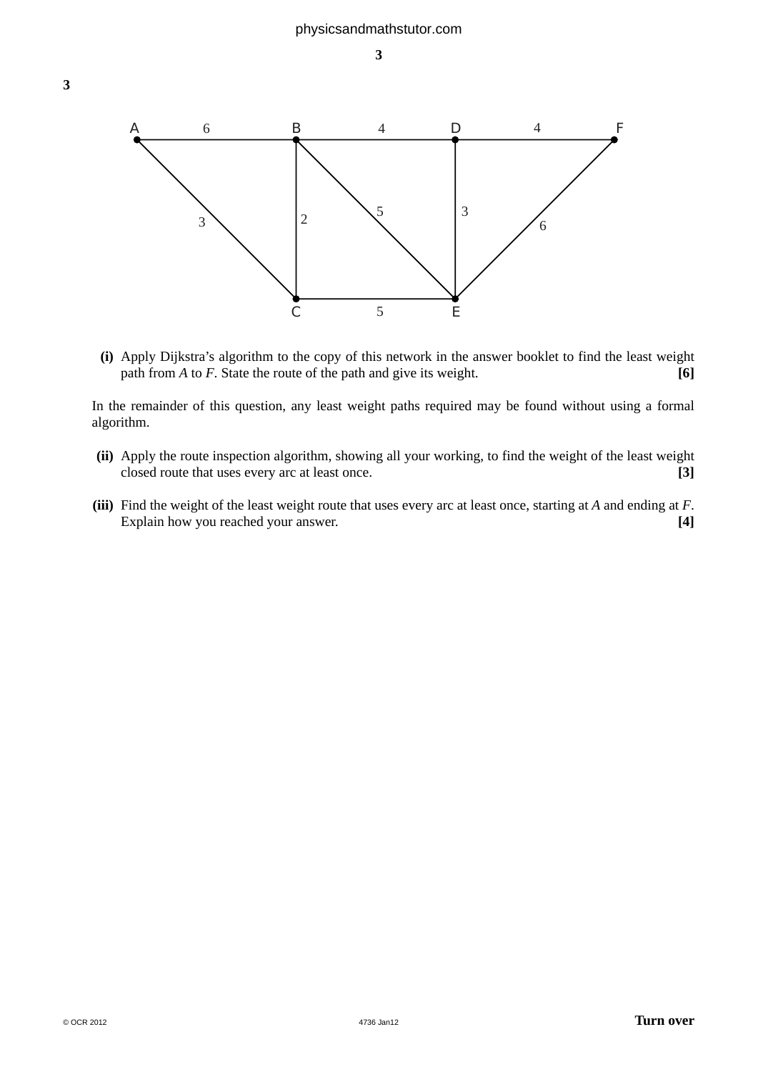**3**

(i) Apply Dijkstra's algorithm to the copy of this network in the answer booklet to find the least weight path from *A* to *F*. State the route of the path and give its weight. **[6]**

In the remainder of this question, any least weight paths required may be found without using a formal algorithm.

(ii) Apply the route inspection algorithm, showing all your working, to find the weight of the least weight closed route that uses every arc at least once. **[3]**

(iii) Find the weight of the least weight route that uses every arc at least once, starting at *A* and ending at *F*. Explain how you reached your answer. **[4]**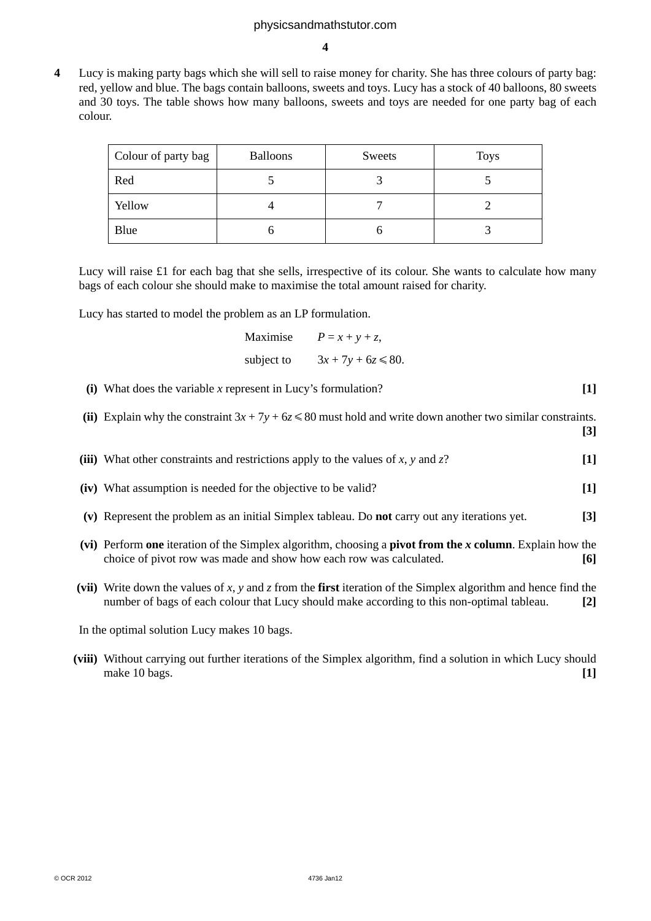**4** Lucy is making party bags which she will sell to raise money for charity. She has three colours of party bag: red, yellow and blue. The bags contain balloons, sweets and toys. Lucy has a stock of 40 balloons, 80 sweets and 30 toys. The table shows how many balloons, sweets and toys are needed for one party bag of each colour.

| Colour of party bag | Balloons | Sweets | Toys |
|---|---|---|---|
| Red | 5 | 3 | 5 |
| Yellow | 4 | 7 | 2 |
| Blue | 6 | 6 | 3 |

Lucy will raise £1 for each bag that she sells, irrespective of its colour. She wants to calculate how many bags of each colour she should make to maximise the total amount raised for charity.

Lucy has started to model the problem as an LP formulation.

$$\text{Maximise} \quad P = x + y + z,$$
$$\text{subject to} \quad 3x + 7y + 6z \leqslant 80.$$

**(i)** What does the variable $x$ represent in Lucy's formulation? **[1]**

**(ii)** Explain why the constraint $3x + 7y + 6z \leqslant 80$ must hold and write down another two similar constraints. **[3]**

**(iii)** What other constraints and restrictions apply to the values of $x$, $y$ and $z$? **[1]**

**(iv)** What assumption is needed for the objective to be valid? **[1]**

**(v)** Represent the problem as an initial Simplex tableau. Do **not** carry out any iterations yet. **[3]**

**(vi)** Perform **one** iteration of the Simplex algorithm, choosing a **pivot from the $x$ column**. Explain how the choice of pivot row was made and show how each row was calculated. **[6]**

**(vii)** Write down the values of $x$, $y$ and $z$ from the **first** iteration of the Simplex algorithm and hence find the number of bags of each colour that Lucy should make according to this non-optimal tableau. **[2]**

In the optimal solution Lucy makes 10 bags.

**(viii)** Without carrying out further iterations of the Simplex algorithm, find a solution in which Lucy should make 10 bags. **[1]**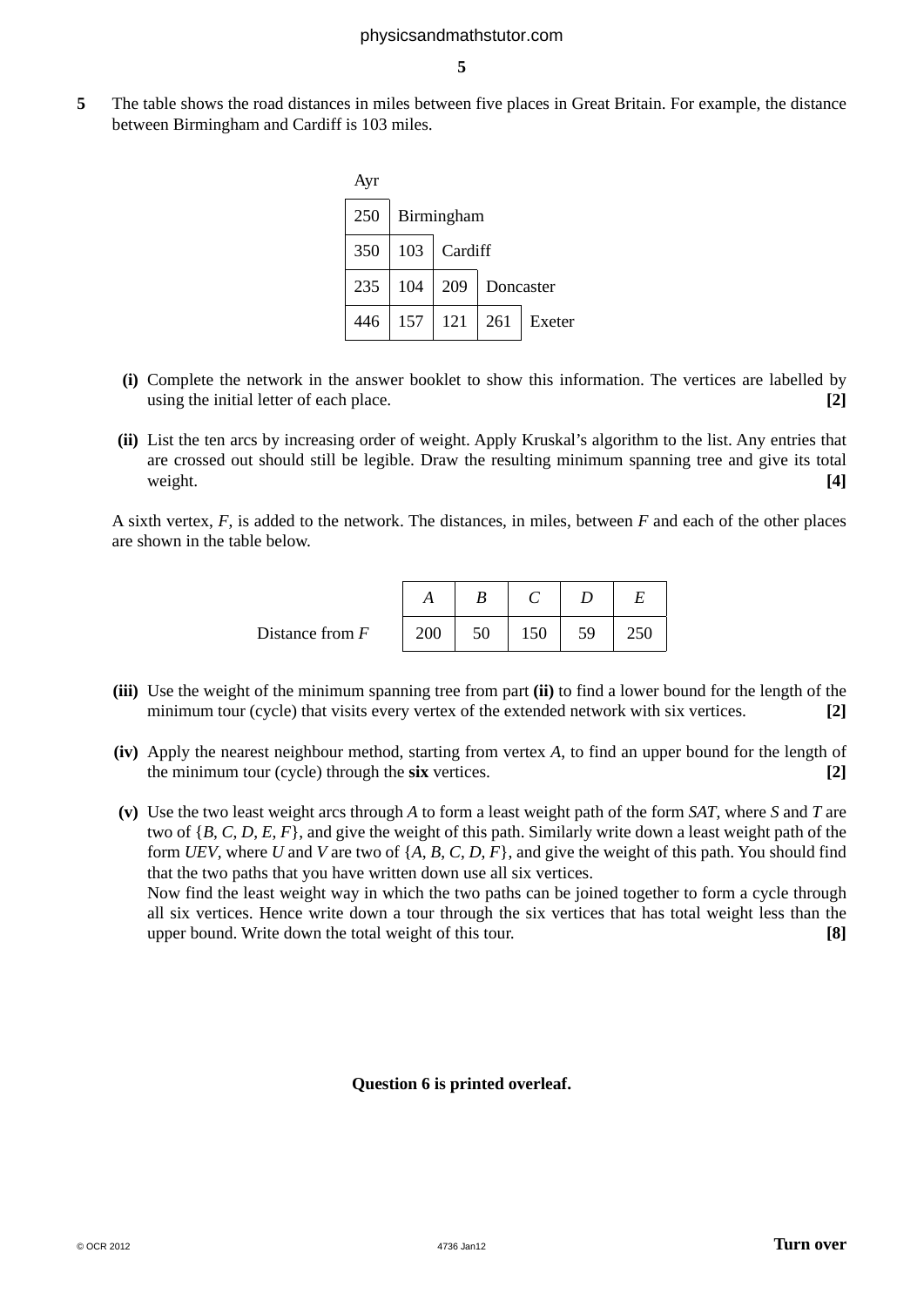**5** The table shows the road distances in miles between five places in Great Britain. For example, the distance between Birmingham and Cardiff is 103 miles.

| Ayr | | | | |
|---|---|---|---|---|
| 250 | Birmingham | | | |
| 350 | 103 | Cardiff | | |
| 235 | 104 | 209 | Doncaster | |
| 446 | 157 | 121 | 261 | Exeter |

**(i)** Complete the network in the answer booklet to show this information. The vertices are labelled by using the initial letter of each place. **[2]**

**(ii)** List the ten arcs by increasing order of weight. Apply Kruskal's algorithm to the list. Any entries that are crossed out should still be legible. Draw the resulting minimum spanning tree and give its total weight. **[4]**

A sixth vertex, $F$, is added to the network. The distances, in miles, between $F$ and each of the other places are shown in the table below.

| | $A$ | $B$ | $C$ | $D$ | $E$ |
|---|---|---|---|---|---|
| Distance from $F$ | 200 | 50 | 150 | 59 | 250 |

**(iii)** Use the weight of the minimum spanning tree from part **(ii)** to find a lower bound for the length of the minimum tour (cycle) that visits every vertex of the extended network with six vertices. **[2]**

**(iv)** Apply the nearest neighbour method, starting from vertex $A$, to find an upper bound for the length of the minimum tour (cycle) through the **six** vertices. **[2]**

**(v)** Use the two least weight arcs through $A$ to form a least weight path of the form $SAT$, where $S$ and $T$ are two of $\{B, C, D, E, F\}$, and give the weight of this path. Similarly write down a least weight path of the form $UEV$, where $U$ and $V$ are two of $\{A, B, C, D, F\}$, and give the weight of this path. You should find that the two paths that you have written down use all six vertices.
Now find the least weight way in which the two paths can be joined together to form a cycle through all six vertices. Hence write down a tour through the six vertices that has total weight less than the upper bound. Write down the total weight of this tour. **[8]**

**Question 6 is printed overleaf.**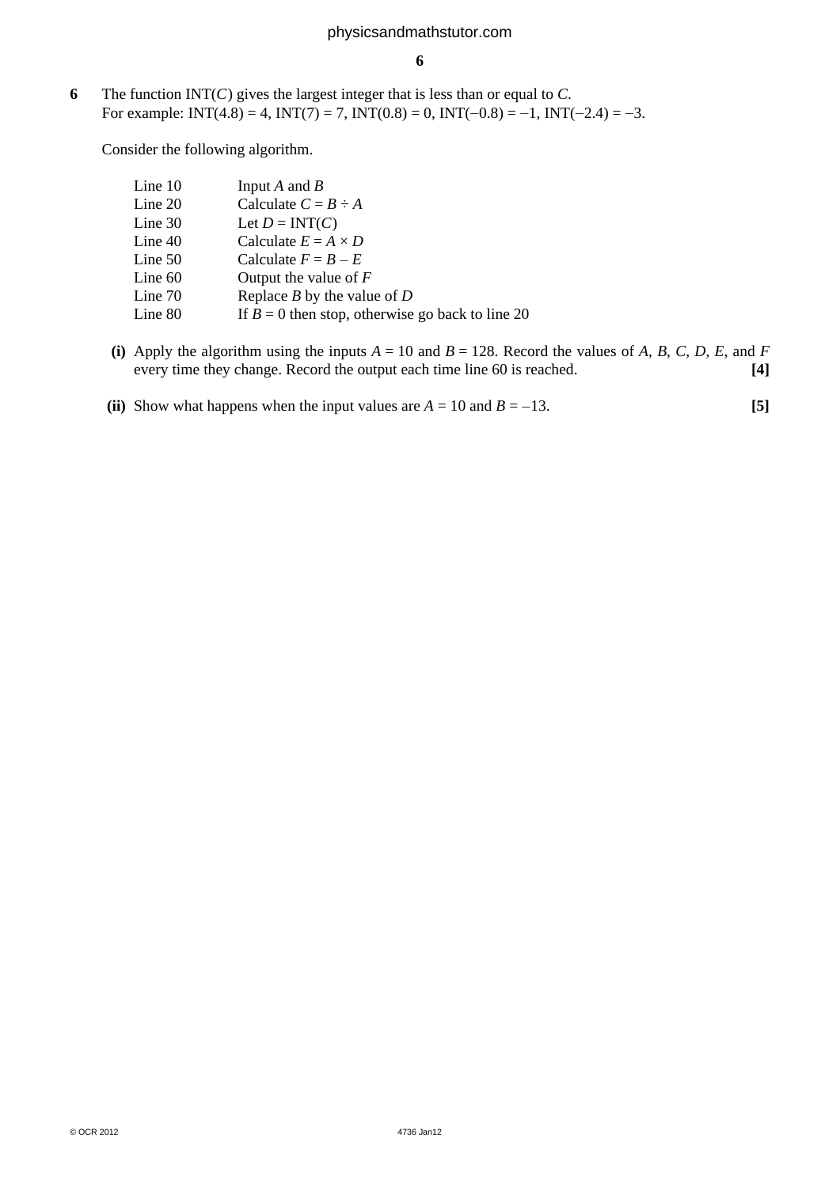**6** The function INT($C$) gives the largest integer that is less than or equal to $C$.
For example: INT(4.8) = 4, INT(7) = 7, INT(0.8) = 0, INT(–0.8) = –1, INT(–2.4) = –3.

Consider the following algorithm.

| | |
|---|---|
| Line 10 | Input $A$ and $B$ |
| Line 20 | Calculate $C = B \div A$ |
| Line 30 | Let $D = \text{INT}(C)$ |
| Line 40 | Calculate $E = A \times D$ |
| Line 50 | Calculate $F = B - E$ |
| Line 60 | Output the value of $F$ |
| Line 70 | Replace $B$ by the value of $D$ |
| Line 80 | If $B = 0$ then stop, otherwise go back to line 20 |

**(i)** Apply the algorithm using the inputs $A = 10$ and $B = 128$. Record the values of $A$, $B$, $C$, $D$, $E$, and $F$ every time they change. Record the output each time line 60 is reached. **[4]**

**(ii)** Show what happens when the input values are $A = 10$ and $B = -13$. **[5]**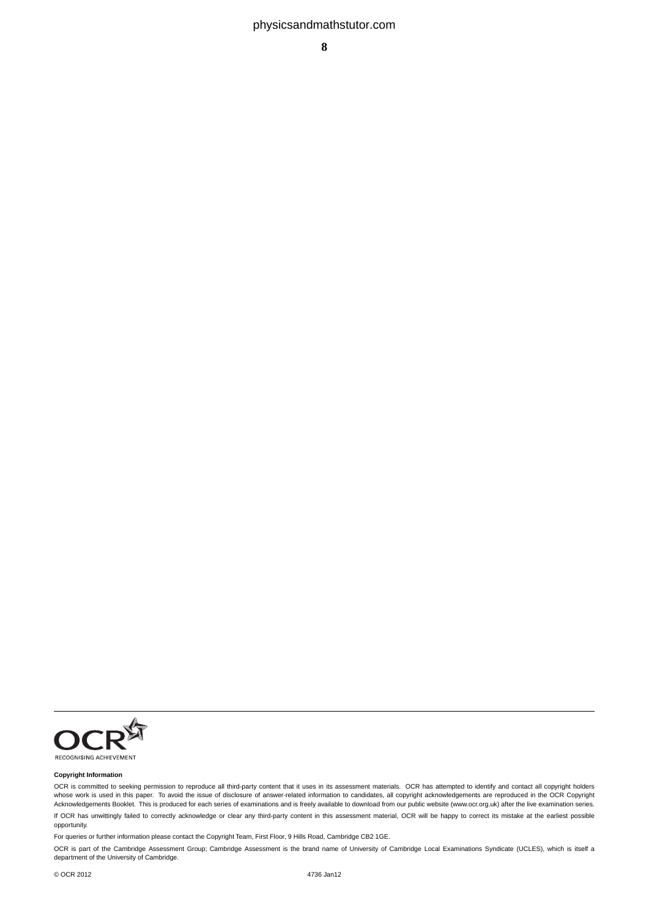RECOGNISING ACHIEVEMENT

**Copyright Information**

OCR is committed to seeking permission to reproduce all third-party content that it uses in its assessment materials. OCR has attempted to identify and contact all copyright holders whose work is used in this paper. To avoid the issue of disclosure of answer-related information to candidates, all copyright acknowledgements are reproduced in the OCR Copyright Acknowledgements Booklet. This is produced for each series of examinations and is freely available to download from our public website (www.ocr.org.uk) after the live examination series.

If OCR has unwittingly failed to correctly acknowledge or clear any third-party content in this assessment material, OCR will be happy to correct its mistake at the earliest possible opportunity.

For queries or further information please contact the Copyright Team, First Floor, 9 Hills Road, Cambridge CB2 1GE.

OCR is part of the Cambridge Assessment Group; Cambridge Assessment is the brand name of University of Cambridge Local Examinations Syndicate (UCLES), which is itself a department of the University of Cambridge.

© OCR 2012

4736 Jan12